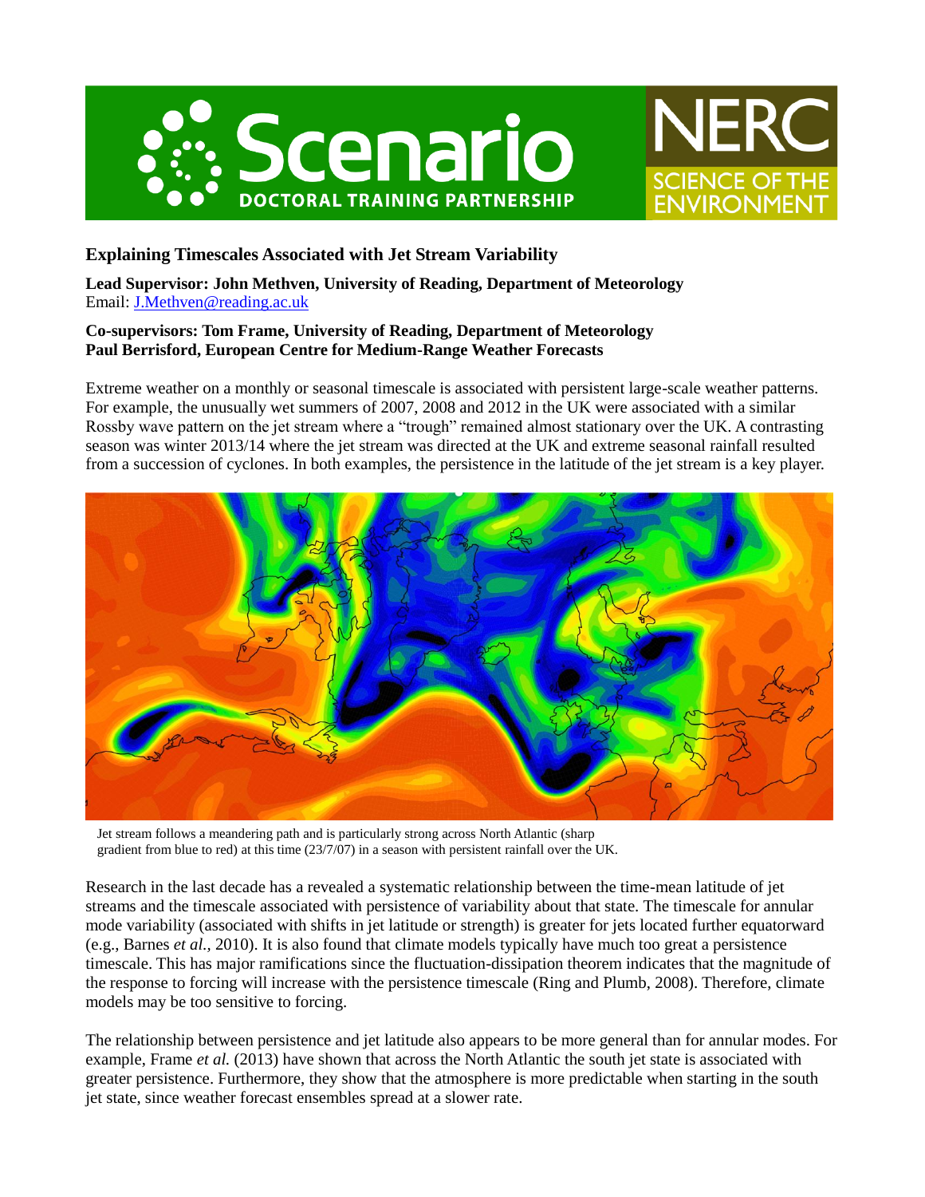# Explaining Timescales Associated with Jet Stream Variability

**Lead Supervisor: John Methven, University of Reading, Department of Meteorology**
Email: J.Methven@reading.ac.uk

**Co-supervisors: Tom Frame, University of Reading, Department of Meteorology**
**Paul Berrisford, European Centre for Medium-Range Weather Forecasts**

Extreme weather on a monthly or seasonal timescale is associated with persistent large-scale weather patterns. For example, the unusually wet summers of 2007, 2008 and 2012 in the UK were associated with a similar Rossby wave pattern on the jet stream where a "trough" remained almost stationary over the UK. A contrasting season was winter 2013/14 where the jet stream was directed at the UK and extreme seasonal rainfall resulted from a succession of cyclones. In both examples, the persistence in the latitude of the jet stream is a key player.

Jet stream follows a meandering path and is particularly strong across North Atlantic (sharp gradient from blue to red) at this time (23/7/07) in a season with persistent rainfall over the UK.

Research in the last decade has a revealed a systematic relationship between the time-mean latitude of jet streams and the timescale associated with persistence of variability about that state. The timescale for annular mode variability (associated with shifts in jet latitude or strength) is greater for jets located further equatorward (e.g., Barnes *et al.,* 2010). It is also found that climate models typically have much too great a persistence timescale. This has major ramifications since the fluctuation-dissipation theorem indicates that the magnitude of the response to forcing will increase with the persistence timescale (Ring and Plumb, 2008). Therefore, climate models may be too sensitive to forcing.

The relationship between persistence and jet latitude also appears to be more general than for annular modes. For example, Frame *et al.* (2013) have shown that across the North Atlantic the south jet state is associated with greater persistence. Furthermore, they show that the atmosphere is more predictable when starting in the south jet state, since weather forecast ensembles spread at a slower rate.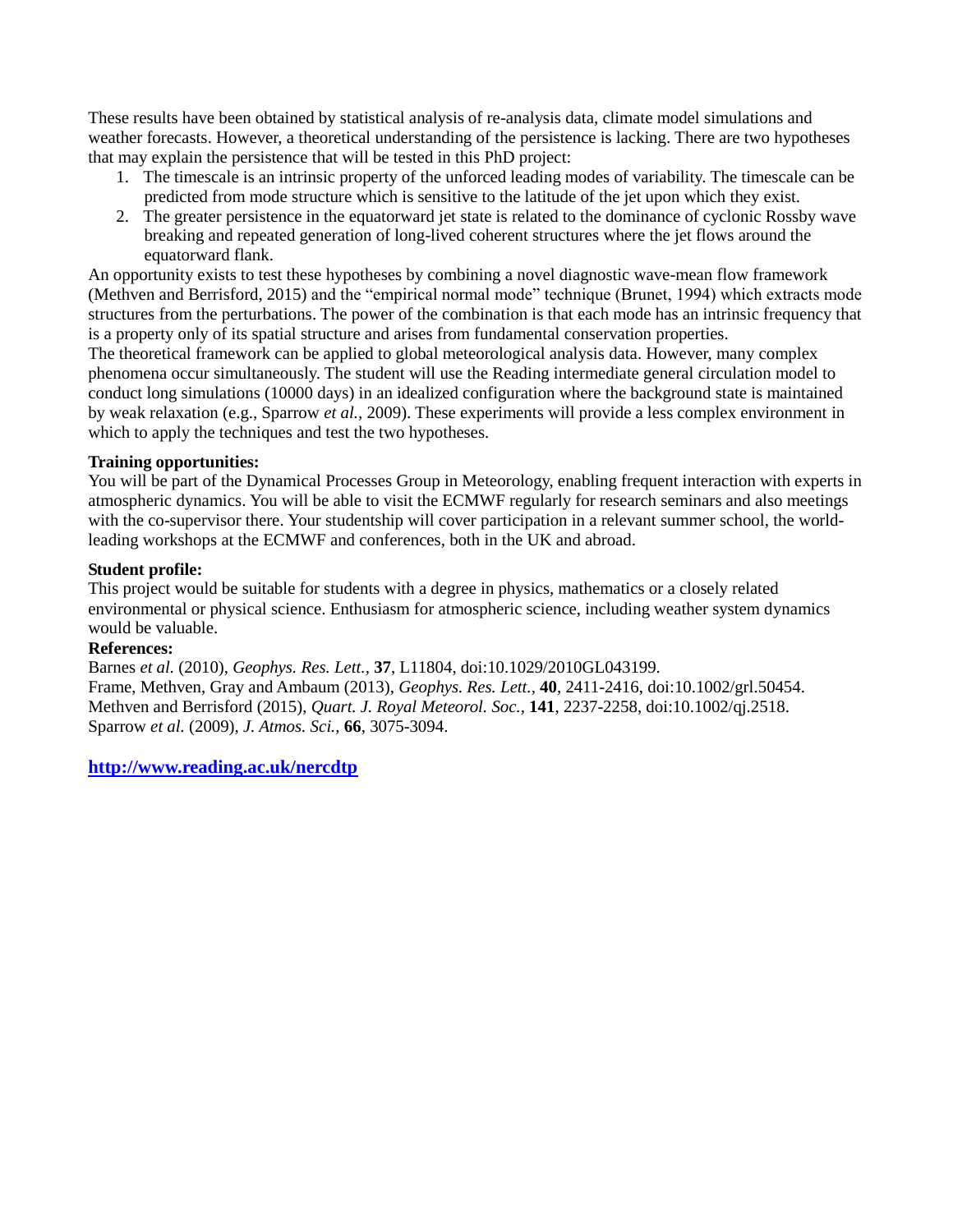These results have been obtained by statistical analysis of re-analysis data, climate model simulations and weather forecasts. However, a theoretical understanding of the persistence is lacking. There are two hypotheses that may explain the persistence that will be tested in this PhD project:

1. The timescale is an intrinsic property of the unforced leading modes of variability. The timescale can be predicted from mode structure which is sensitive to the latitude of the jet upon which they exist.
2. The greater persistence in the equatorward jet state is related to the dominance of cyclonic Rossby wave breaking and repeated generation of long-lived coherent structures where the jet flows around the equatorward flank.

An opportunity exists to test these hypotheses by combining a novel diagnostic wave-mean flow framework (Methven and Berrisford, 2015) and the "empirical normal mode" technique (Brunet, 1994) which extracts mode structures from the perturbations. The power of the combination is that each mode has an intrinsic frequency that is a property only of its spatial structure and arises from fundamental conservation properties.

The theoretical framework can be applied to global meteorological analysis data. However, many complex phenomena occur simultaneously. The student will use the Reading intermediate general circulation model to conduct long simulations (10000 days) in an idealized configuration where the background state is maintained by weak relaxation (e.g., Sparrow *et al.,* 2009). These experiments will provide a less complex environment in which to apply the techniques and test the two hypotheses.

**Training opportunities:**

You will be part of the Dynamical Processes Group in Meteorology, enabling frequent interaction with experts in atmospheric dynamics. You will be able to visit the ECMWF regularly for research seminars and also meetings with the co-supervisor there. Your studentship will cover participation in a relevant summer school, the world-leading workshops at the ECMWF and conferences, both in the UK and abroad.

**Student profile:**

This project would be suitable for students with a degree in physics, mathematics or a closely related environmental or physical science. Enthusiasm for atmospheric science, including weather system dynamics would be valuable.

**References:**

Barnes *et al.* (2010), *Geophys. Res. Lett.,* **37**, L11804, doi:10.1029/2010GL043199.
Frame, Methven, Gray and Ambaum (2013), *Geophys. Res. Lett.,* **40**, 2411-2416, doi:10.1002/grl.50454.
Methven and Berrisford (2015), *Quart. J. Royal Meteorol. Soc.,* **141**, 2237-2258, doi:10.1002/qj.2518.
Sparrow *et al.* (2009), *J. Atmos. Sci.,* **66**, 3075-3094.

**http://www.reading.ac.uk/nercdtp**